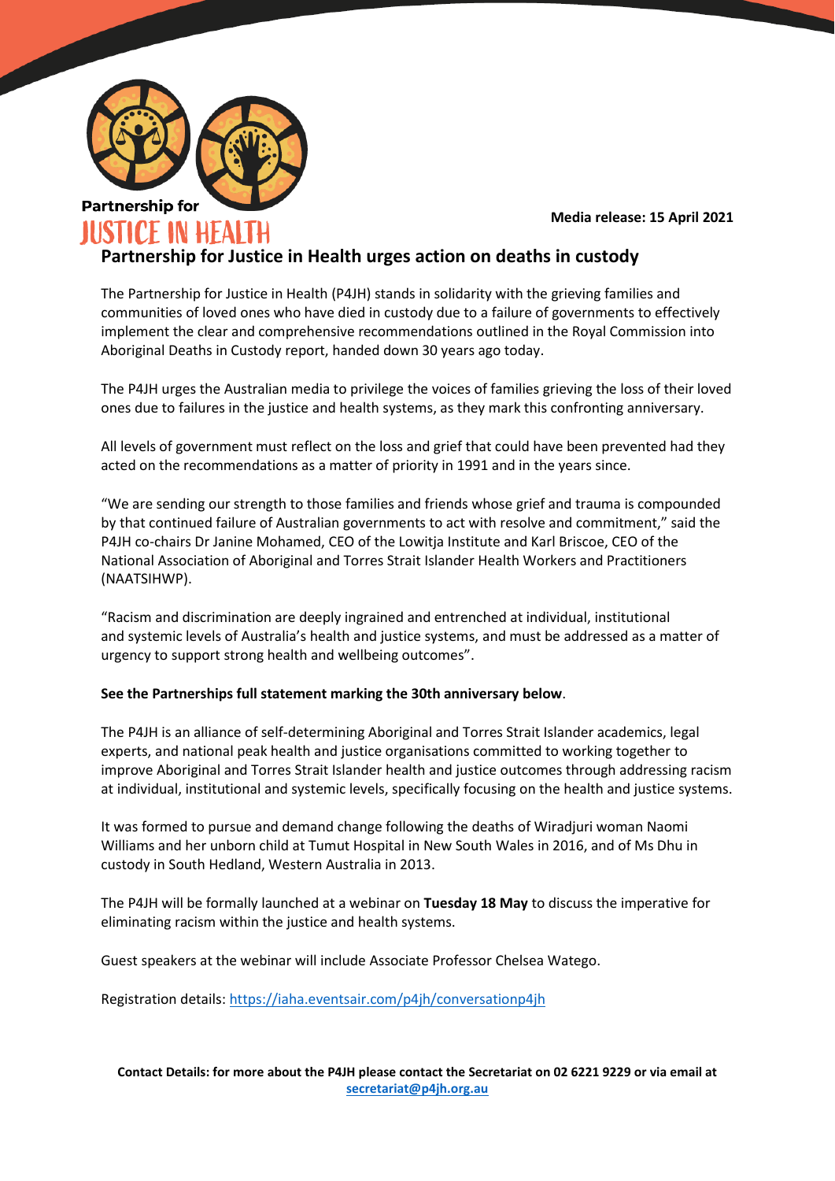Partnership for

JUSTICE IN HEALTH

**Media release: 15 April 2021**

# Partnership for Justice in Health urges action on deaths in custody

The Partnership for Justice in Health (P4JH) stands in solidarity with the grieving families and communities of loved ones who have died in custody due to a failure of governments to effectively implement the clear and comprehensive recommendations outlined in the Royal Commission into Aboriginal Deaths in Custody report, handed down 30 years ago today.

The P4JH urges the Australian media to privilege the voices of families grieving the loss of their loved ones due to failures in the justice and health systems, as they mark this confronting anniversary.

All levels of government must reflect on the loss and grief that could have been prevented had they acted on the recommendations as a matter of priority in 1991 and in the years since.

"We are sending our strength to those families and friends whose grief and trauma is compounded by that continued failure of Australian governments to act with resolve and commitment," said the P4JH co-chairs Dr Janine Mohamed, CEO of the Lowitja Institute and Karl Briscoe, CEO of the National Association of Aboriginal and Torres Strait Islander Health Workers and Practitioners (NAATSIHWP).

"Racism and discrimination are deeply ingrained and entrenched at individual, institutional and systemic levels of Australia's health and justice systems, and must be addressed as a matter of urgency to support strong health and wellbeing outcomes".

**See the Partnerships full statement marking the 30th anniversary below**.

The P4JH is an alliance of self-determining Aboriginal and Torres Strait Islander academics, legal experts, and national peak health and justice organisations committed to working together to improve Aboriginal and Torres Strait Islander health and justice outcomes through addressing racism at individual, institutional and systemic levels, specifically focusing on the health and justice systems.

It was formed to pursue and demand change following the deaths of Wiradjuri woman Naomi Williams and her unborn child at Tumut Hospital in New South Wales in 2016, and of Ms Dhu in custody in South Hedland, Western Australia in 2013.

The P4JH will be formally launched at a webinar on **Tuesday 18 May** to discuss the imperative for eliminating racism within the justice and health systems.

Guest speakers at the webinar will include Associate Professor Chelsea Watego.

Registration details: https://iaha.eventsair.com/p4jh/conversationp4jh

**Contact Details: for more about the P4JH please contact the Secretariat on 02 6221 9229 or via email at secretariat@p4jh.org.au**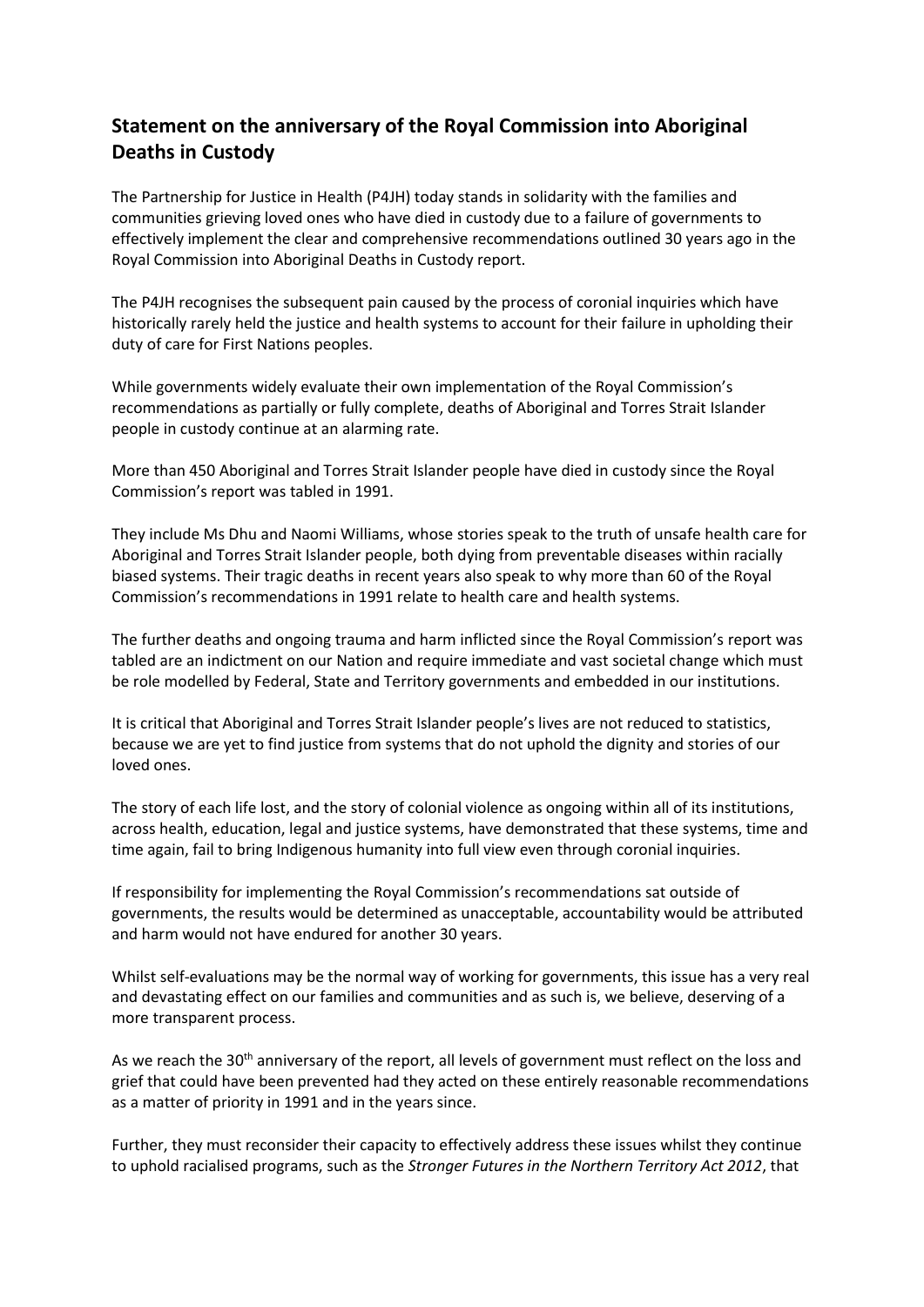## Statement on the anniversary of the Royal Commission into Aboriginal Deaths in Custody

The Partnership for Justice in Health (P4JH) today stands in solidarity with the families and communities grieving loved ones who have died in custody due to a failure of governments to effectively implement the clear and comprehensive recommendations outlined 30 years ago in the Royal Commission into Aboriginal Deaths in Custody report.

The P4JH recognises the subsequent pain caused by the process of coronial inquiries which have historically rarely held the justice and health systems to account for their failure in upholding their duty of care for First Nations peoples.

While governments widely evaluate their own implementation of the Royal Commission's recommendations as partially or fully complete, deaths of Aboriginal and Torres Strait Islander people in custody continue at an alarming rate.

More than 450 Aboriginal and Torres Strait Islander people have died in custody since the Royal Commission's report was tabled in 1991.

They include Ms Dhu and Naomi Williams, whose stories speak to the truth of unsafe health care for Aboriginal and Torres Strait Islander people, both dying from preventable diseases within racially biased systems. Their tragic deaths in recent years also speak to why more than 60 of the Royal Commission's recommendations in 1991 relate to health care and health systems.

The further deaths and ongoing trauma and harm inflicted since the Royal Commission's report was tabled are an indictment on our Nation and require immediate and vast societal change which must be role modelled by Federal, State and Territory governments and embedded in our institutions.

It is critical that Aboriginal and Torres Strait Islander people's lives are not reduced to statistics, because we are yet to find justice from systems that do not uphold the dignity and stories of our loved ones.

The story of each life lost, and the story of colonial violence as ongoing within all of its institutions, across health, education, legal and justice systems, have demonstrated that these systems, time and time again, fail to bring Indigenous humanity into full view even through coronial inquiries.

If responsibility for implementing the Royal Commission's recommendations sat outside of governments, the results would be determined as unacceptable, accountability would be attributed and harm would not have endured for another 30 years.

Whilst self-evaluations may be the normal way of working for governments, this issue has a very real and devastating effect on our families and communities and as such is, we believe, deserving of a more transparent process.

As we reach the 30th anniversary of the report, all levels of government must reflect on the loss and grief that could have been prevented had they acted on these entirely reasonable recommendations as a matter of priority in 1991 and in the years since.

Further, they must reconsider their capacity to effectively address these issues whilst they continue to uphold racialised programs, such as the *Stronger Futures in the Northern Territory Act 2012*, that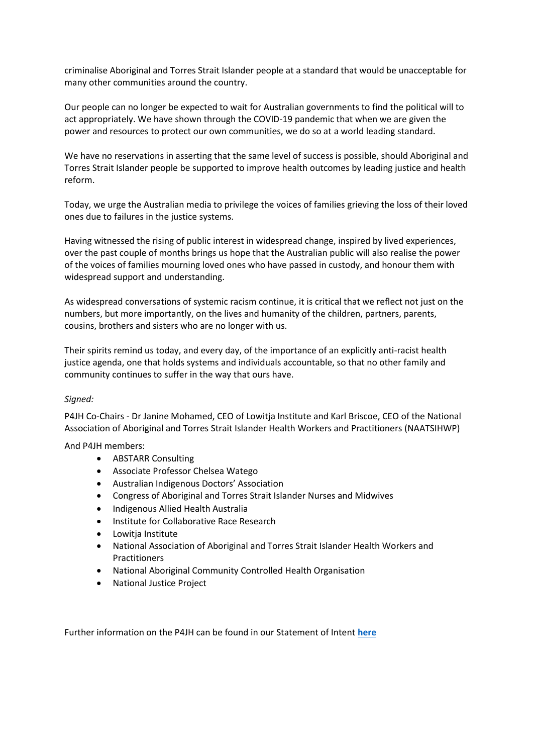criminalise Aboriginal and Torres Strait Islander people at a standard that would be unacceptable for many other communities around the country.

Our people can no longer be expected to wait for Australian governments to find the political will to act appropriately. We have shown through the COVID-19 pandemic that when we are given the power and resources to protect our own communities, we do so at a world leading standard.

We have no reservations in asserting that the same level of success is possible, should Aboriginal and Torres Strait Islander people be supported to improve health outcomes by leading justice and health reform.

Today, we urge the Australian media to privilege the voices of families grieving the loss of their loved ones due to failures in the justice systems.

Having witnessed the rising of public interest in widespread change, inspired by lived experiences, over the past couple of months brings us hope that the Australian public will also realise the power of the voices of families mourning loved ones who have passed in custody, and honour them with widespread support and understanding.

As widespread conversations of systemic racism continue, it is critical that we reflect not just on the numbers, but more importantly, on the lives and humanity of the children, partners, parents, cousins, brothers and sisters who are no longer with us.

Their spirits remind us today, and every day, of the importance of an explicitly anti-racist health justice agenda, one that holds systems and individuals accountable, so that no other family and community continues to suffer in the way that ours have.

*Signed:*

P4JH Co-Chairs - Dr Janine Mohamed, CEO of Lowitja Institute and Karl Briscoe, CEO of the National Association of Aboriginal and Torres Strait Islander Health Workers and Practitioners (NAATSIHWP)

And P4JH members:

- ABSTARR Consulting
- Associate Professor Chelsea Watego
- Australian Indigenous Doctors' Association
- Congress of Aboriginal and Torres Strait Islander Nurses and Midwives
- Indigenous Allied Health Australia
- Institute for Collaborative Race Research
- Lowitja Institute
- National Association of Aboriginal and Torres Strait Islander Health Workers and Practitioners
- National Aboriginal Community Controlled Health Organisation
- National Justice Project

Further information on the P4JH can be found in our Statement of Intent **here**